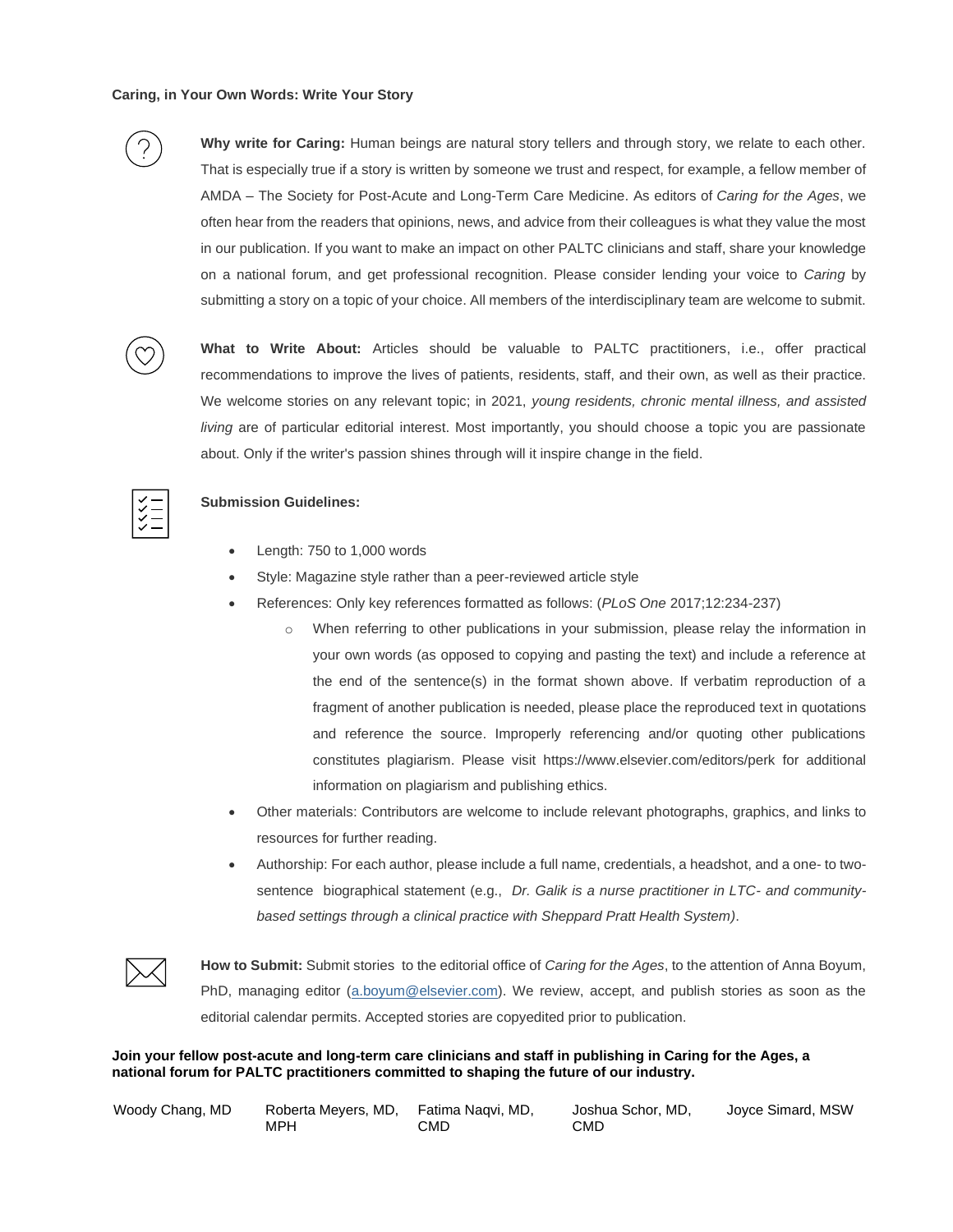**Caring, in Your Own Words: Write Your Story**

**Why write for Caring:** Human beings are natural story tellers and through story, we relate to each other. That is especially true if a story is written by someone we trust and respect, for example, a fellow member of AMDA – The Society for Post-Acute and Long-Term Care Medicine. As editors of *Caring for the Ages*, we often hear from the readers that opinions, news, and advice from their colleagues is what they value the most in our publication. If you want to make an impact on other PALTC clinicians and staff, share your knowledge on a national forum, and get professional recognition. Please consider lending your voice to *Caring* by submitting a story on a topic of your choice. All members of the interdisciplinary team are welcome to submit.

**What to Write About:** Articles should be valuable to PALTC practitioners, i.e., offer practical recommendations to improve the lives of patients, residents, staff, and their own, as well as their practice. We welcome stories on any relevant topic; in 2021, *young residents, chronic mental illness, and assisted living* are of particular editorial interest. Most importantly, you should choose a topic you are passionate about. Only if the writer's passion shines through will it inspire change in the field.

**Submission Guidelines:**

- Length: 750 to 1,000 words
- Style: Magazine style rather than a peer-reviewed article style
- References: Only key references formatted as follows: (*PLoS One* 2017;12:234-237)
  - When referring to other publications in your submission, please relay the information in your own words (as opposed to copying and pasting the text) and include a reference at the end of the sentence(s) in the format shown above. If verbatim reproduction of a fragment of another publication is needed, please place the reproduced text in quotations and reference the source. Improperly referencing and/or quoting other publications constitutes plagiarism. Please visit https://www.elsevier.com/editors/perk for additional information on plagiarism and publishing ethics.
- Other materials: Contributors are welcome to include relevant photographs, graphics, and links to resources for further reading.
- Authorship: For each author, please include a full name, credentials, a headshot, and a one- to two-sentence biographical statement (e.g., *Dr. Galik is a nurse practitioner in LTC- and community-based settings through a clinical practice with Sheppard Pratt Health System)*.

**How to Submit:** Submit stories to the editorial office of *Caring for the Ages*, to the attention of Anna Boyum, PhD, managing editor (a.boyum@elsevier.com). We review, accept, and publish stories as soon as the editorial calendar permits. Accepted stories are copyedited prior to publication.

**Join your fellow post-acute and long-term care clinicians and staff in publishing in Caring for the Ages, a national forum for PALTC practitioners committed to shaping the future of our industry.**

Woody Chang, MD — Roberta Meyers, MD, MPH — Fatima Naqvi, MD, CMD — Joshua Schor, MD, CMD — Joyce Simard, MSW